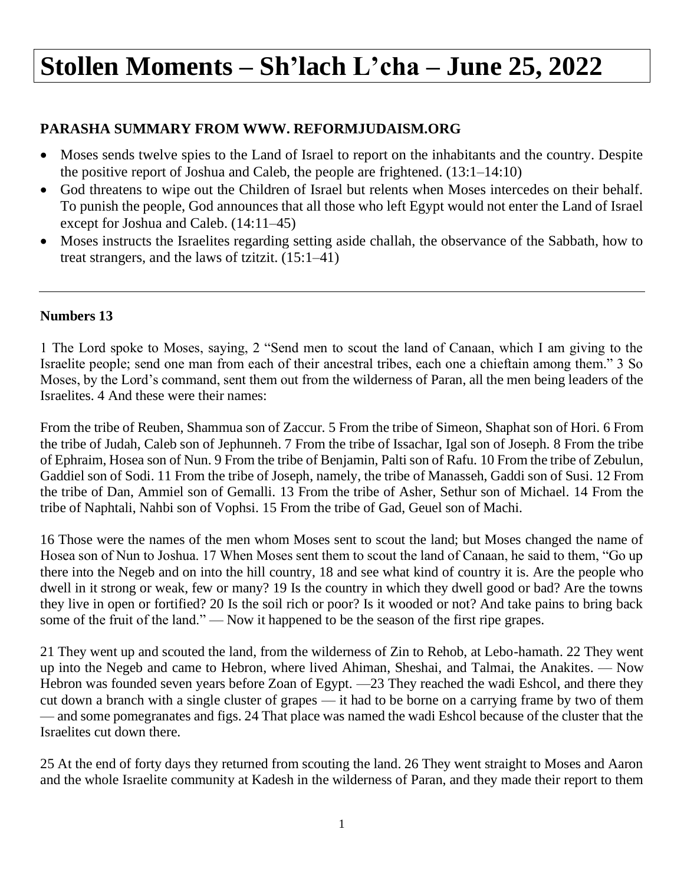# Stollen Moments – Sh'lach L'cha – June 25, 2022

**PARASHA SUMMARY FROM WWW. REFORMJUDAISM.ORG**

- Moses sends twelve spies to the Land of Israel to report on the inhabitants and the country. Despite the positive report of Joshua and Caleb, the people are frightened. (13:1–14:10)
- God threatens to wipe out the Children of Israel but relents when Moses intercedes on their behalf. To punish the people, God announces that all those who left Egypt would not enter the Land of Israel except for Joshua and Caleb. (14:11–45)
- Moses instructs the Israelites regarding setting aside challah, the observance of the Sabbath, how to treat strangers, and the laws of tzitzit. (15:1–41)

---

**Numbers 13**

1 The Lord spoke to Moses, saying, 2 "Send men to scout the land of Canaan, which I am giving to the Israelite people; send one man from each of their ancestral tribes, each one a chieftain among them." 3 So Moses, by the Lord's command, sent them out from the wilderness of Paran, all the men being leaders of the Israelites. 4 And these were their names:

From the tribe of Reuben, Shammua son of Zaccur. 5 From the tribe of Simeon, Shaphat son of Hori. 6 From the tribe of Judah, Caleb son of Jephunneh. 7 From the tribe of Issachar, Igal son of Joseph. 8 From the tribe of Ephraim, Hosea son of Nun. 9 From the tribe of Benjamin, Palti son of Rafu. 10 From the tribe of Zebulun, Gaddiel son of Sodi. 11 From the tribe of Joseph, namely, the tribe of Manasseh, Gaddi son of Susi. 12 From the tribe of Dan, Ammiel son of Gemalli. 13 From the tribe of Asher, Sethur son of Michael. 14 From the tribe of Naphtali, Nahbi son of Vophsi. 15 From the tribe of Gad, Geuel son of Machi.

16 Those were the names of the men whom Moses sent to scout the land; but Moses changed the name of Hosea son of Nun to Joshua. 17 When Moses sent them to scout the land of Canaan, he said to them, "Go up there into the Negeb and on into the hill country, 18 and see what kind of country it is. Are the people who dwell in it strong or weak, few or many? 19 Is the country in which they dwell good or bad? Are the towns they live in open or fortified? 20 Is the soil rich or poor? Is it wooded or not? And take pains to bring back some of the fruit of the land." — Now it happened to be the season of the first ripe grapes.

21 They went up and scouted the land, from the wilderness of Zin to Rehob, at Lebo-hamath. 22 They went up into the Negeb and came to Hebron, where lived Ahiman, Sheshai, and Talmai, the Anakites. — Now Hebron was founded seven years before Zoan of Egypt. —23 They reached the wadi Eshcol, and there they cut down a branch with a single cluster of grapes — it had to be borne on a carrying frame by two of them — and some pomegranates and figs. 24 That place was named the wadi Eshcol because of the cluster that the Israelites cut down there.

25 At the end of forty days they returned from scouting the land. 26 They went straight to Moses and Aaron and the whole Israelite community at Kadesh in the wilderness of Paran, and they made their report to them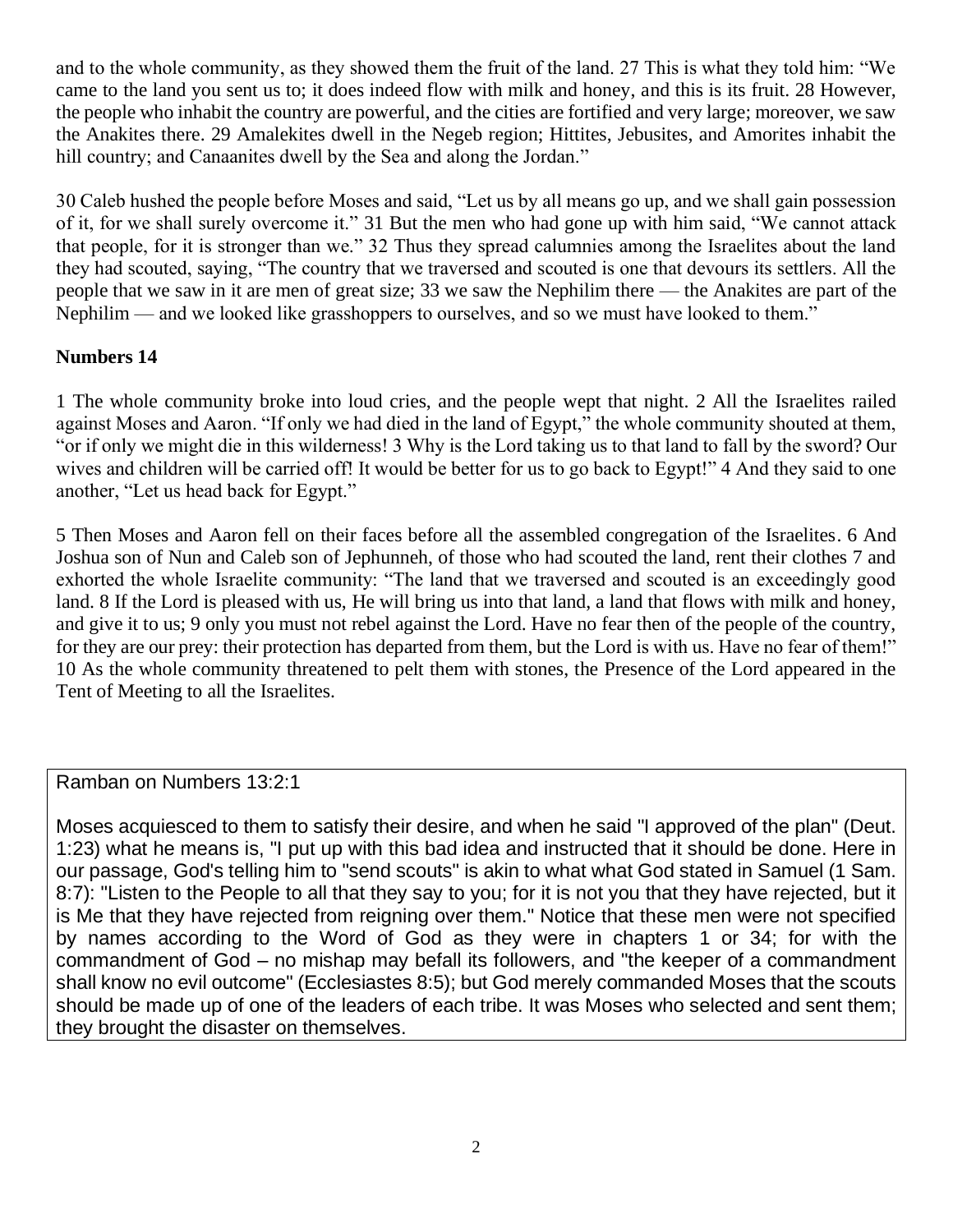and to the whole community, as they showed them the fruit of the land. 27 This is what they told him: "We came to the land you sent us to; it does indeed flow with milk and honey, and this is its fruit. 28 However, the people who inhabit the country are powerful, and the cities are fortified and very large; moreover, we saw the Anakites there. 29 Amalekites dwell in the Negeb region; Hittites, Jebusites, and Amorites inhabit the hill country; and Canaanites dwell by the Sea and along the Jordan."

30 Caleb hushed the people before Moses and said, "Let us by all means go up, and we shall gain possession of it, for we shall surely overcome it." 31 But the men who had gone up with him said, "We cannot attack that people, for it is stronger than we." 32 Thus they spread calumnies among the Israelites about the land they had scouted, saying, "The country that we traversed and scouted is one that devours its settlers. All the people that we saw in it are men of great size; 33 we saw the Nephilim there — the Anakites are part of the Nephilim — and we looked like grasshoppers to ourselves, and so we must have looked to them."

**Numbers 14**

1 The whole community broke into loud cries, and the people wept that night. 2 All the Israelites railed against Moses and Aaron. "If only we had died in the land of Egypt," the whole community shouted at them, "or if only we might die in this wilderness! 3 Why is the Lord taking us to that land to fall by the sword? Our wives and children will be carried off! It would be better for us to go back to Egypt!" 4 And they said to one another, "Let us head back for Egypt."

5 Then Moses and Aaron fell on their faces before all the assembled congregation of the Israelites. 6 And Joshua son of Nun and Caleb son of Jephunneh, of those who had scouted the land, rent their clothes 7 and exhorted the whole Israelite community: "The land that we traversed and scouted is an exceedingly good land. 8 If the Lord is pleased with us, He will bring us into that land, a land that flows with milk and honey, and give it to us; 9 only you must not rebel against the Lord. Have no fear then of the people of the country, for they are our prey: their protection has departed from them, but the Lord is with us. Have no fear of them!" 10 As the whole community threatened to pelt them with stones, the Presence of the Lord appeared in the Tent of Meeting to all the Israelites.

Ramban on Numbers 13:2:1

Moses acquiesced to them to satisfy their desire, and when he said "I approved of the plan" (Deut. 1:23) what he means is, "I put up with this bad idea and instructed that it should be done. Here in our passage, God's telling him to "send scouts" is akin to what what God stated in Samuel (1 Sam. 8:7): "Listen to the People to all that they say to you; for it is not you that they have rejected, but it is Me that they have rejected from reigning over them." Notice that these men were not specified by names according to the Word of God as they were in chapters 1 or 34; for with the commandment of God – no mishap may befall its followers, and "the keeper of a commandment shall know no evil outcome" (Ecclesiastes 8:5); but God merely commanded Moses that the scouts should be made up of one of the leaders of each tribe. It was Moses who selected and sent them; they brought the disaster on themselves.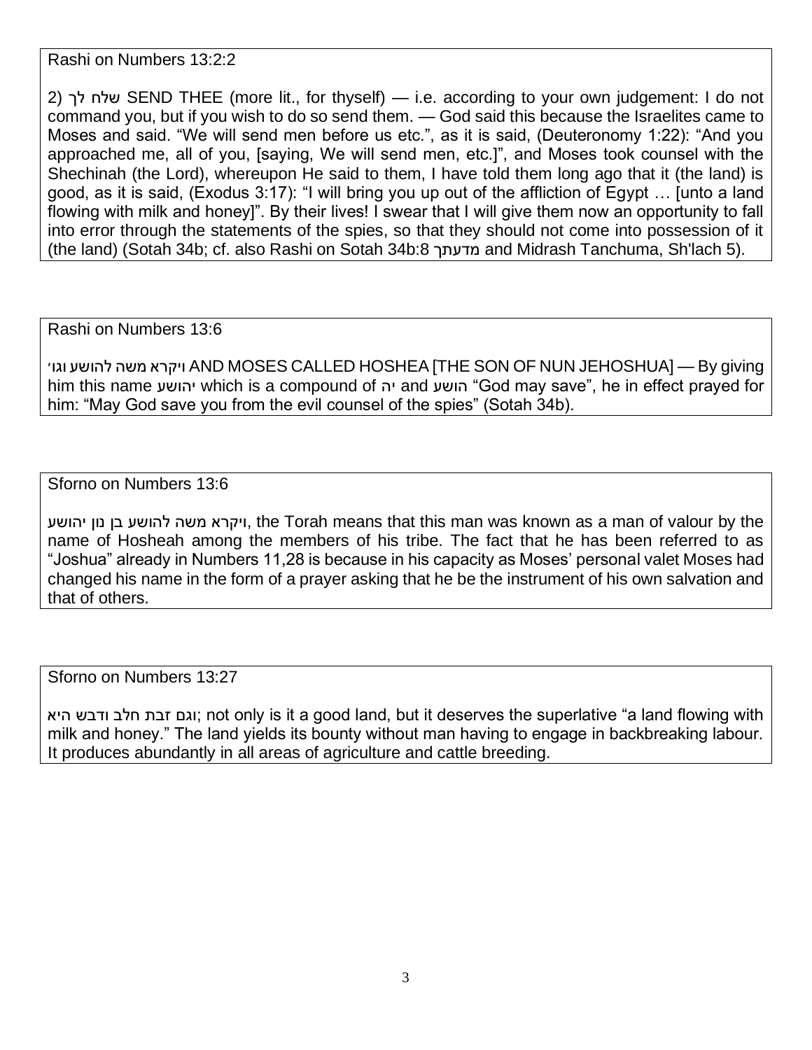Rashi on Numbers 13:2:2

2) שלח לך SEND THEE (more lit., for thyself) — i.e. according to your own judgement: I do not command you, but if you wish to do so send them. — God said this because the Israelites came to Moses and said. "We will send men before us etc.", as it is said, (Deuteronomy 1:22): "And you approached me, all of you, [saying, We will send men, etc.]", and Moses took counsel with the Shechinah (the Lord), whereupon He said to them, I have told them long ago that it (the land) is good, as it is said, (Exodus 3:17): "I will bring you up out of the affliction of Egypt … [unto a land flowing with milk and honey]". By their lives! I swear that I will give them now an opportunity to fall into error through the statements of the spies, so that they should not come into possession of it (the land) (Sotah 34b; cf. also Rashi on Sotah 34b:8 מדעתך and Midrash Tanchuma, Sh'lach 5).

Rashi on Numbers 13:6

ויקרא משה להושע וגו׳ AND MOSES CALLED HOSHEA [THE SON OF NUN JEHOSHUA] — By giving him this name יהושע which is a compound of יה and הושע "God may save", he in effect prayed for him: "May God save you from the evil counsel of the spies" (Sotah 34b).

Sforno on Numbers 13:6

ויקרא משה להושע בן נון יהושע, the Torah means that this man was known as a man of valour by the name of Hosheah among the members of his tribe. The fact that he has been referred to as "Joshua" already in Numbers 11,28 is because in his capacity as Moses' personal valet Moses had changed his name in the form of a prayer asking that he be the instrument of his own salvation and that of others.

Sforno on Numbers 13:27

וגם זבת חלב ודבש היא; not only is it a good land, but it deserves the superlative "a land flowing with milk and honey." The land yields its bounty without man having to engage in backbreaking labour. It produces abundantly in all areas of agriculture and cattle breeding.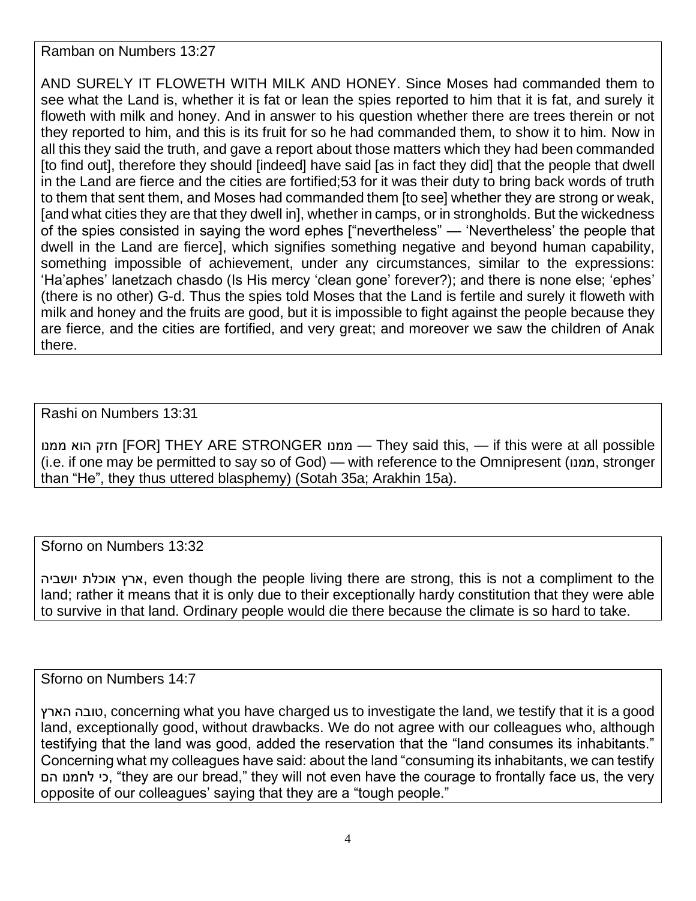Ramban on Numbers 13:27

AND SURELY IT FLOWETH WITH MILK AND HONEY. Since Moses had commanded them to see what the Land is, whether it is fat or lean the spies reported to him that it is fat, and surely it floweth with milk and honey. And in answer to his question whether there are trees therein or not they reported to him, and this is its fruit for so he had commanded them, to show it to him. Now in all this they said the truth, and gave a report about those matters which they had been commanded [to find out], therefore they should [indeed] have said [as in fact they did] that the people that dwell in the Land are fierce and the cities are fortified;53 for it was their duty to bring back words of truth to them that sent them, and Moses had commanded them [to see] whether they are strong or weak, [and what cities they are that they dwell in], whether in camps, or in strongholds. But the wickedness of the spies consisted in saying the word ephes ["nevertheless" — 'Nevertheless' the people that dwell in the Land are fierce], which signifies something negative and beyond human capability, something impossible of achievement, under any circumstances, similar to the expressions: 'Ha'aphes' lanetzach chasdo (Is His mercy 'clean gone' forever?); and there is none else; 'ephes' (there is no other) G-d. Thus the spies told Moses that the Land is fertile and surely it floweth with milk and honey and the fruits are good, but it is impossible to fight against the people because they are fierce, and the cities are fortified, and very great; and moreover we saw the children of Anak there.

Rashi on Numbers 13:31

חזק הוא ממנו [FOR] THEY ARE STRONGER ממנו — They said this, — if this were at all possible (i.e. if one may be permitted to say so of God) — with reference to the Omnipresent (ממנו, stronger than "He", they thus uttered blasphemy) (Sotah 35a; Arakhin 15a).

Sforno on Numbers 13:32

ארץ אוכלת יושביה, even though the people living there are strong, this is not a compliment to the land; rather it means that it is only due to their exceptionally hardy constitution that they were able to survive in that land. Ordinary people would die there because the climate is so hard to take.

Sforno on Numbers 14:7

טובה הארץ, concerning what you have charged us to investigate the land, we testify that it is a good land, exceptionally good, without drawbacks. We do not agree with our colleagues who, although testifying that the land was good, added the reservation that the "land consumes its inhabitants." Concerning what my colleagues have said: about the land "consuming its inhabitants, we can testify כי לחמנו הם, "they are our bread," they will not even have the courage to frontally face us, the very opposite of our colleagues' saying that they are a "tough people."